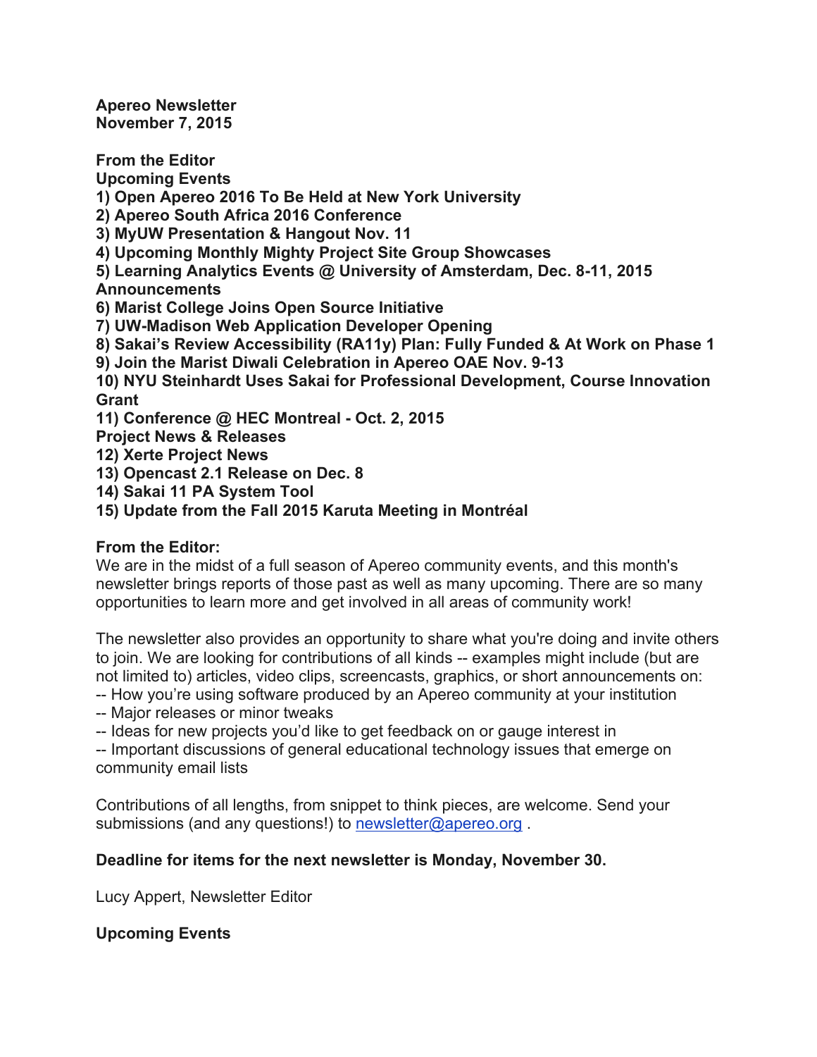**Apereo Newsletter**
**November 7, 2015**

**From the Editor**
**Upcoming Events**
**1) Open Apereo 2016 To Be Held at New York University**
**2) Apereo South Africa 2016 Conference**
**3) MyUW Presentation & Hangout Nov. 11**
**4) Upcoming Monthly Mighty Project Site Group Showcases**
**5) Learning Analytics Events @ University of Amsterdam, Dec. 8-11, 2015**
**Announcements**
**6) Marist College Joins Open Source Initiative**
**7) UW-Madison Web Application Developer Opening**
**8) Sakai's Review Accessibility (RA11y) Plan: Fully Funded & At Work on Phase 1**
**9) Join the Marist Diwali Celebration in Apereo OAE Nov. 9-13**
**10) NYU Steinhardt Uses Sakai for Professional Development, Course Innovation Grant**
**11) Conference @ HEC Montreal - Oct. 2, 2015**
**Project News & Releases**
**12) Xerte Project News**
**13) Opencast 2.1 Release on Dec. 8**
**14) Sakai 11 PA System Tool**
**15) Update from the Fall 2015 Karuta Meeting in Montréal**

**From the Editor:**
We are in the midst of a full season of Apereo community events, and this month's newsletter brings reports of those past as well as many upcoming. There are so many opportunities to learn more and get involved in all areas of community work!

The newsletter also provides an opportunity to share what you're doing and invite others to join. We are looking for contributions of all kinds -- examples might include (but are not limited to) articles, video clips, screencasts, graphics, or short announcements on:
-- How you're using software produced by an Apereo community at your institution
-- Major releases or minor tweaks
-- Ideas for new projects you'd like to get feedback on or gauge interest in
-- Important discussions of general educational technology issues that emerge on community email lists

Contributions of all lengths, from snippet to think pieces, are welcome. Send your submissions (and any questions!) to newsletter@apereo.org .

**Deadline for items for the next newsletter is Monday, November 30.**

Lucy Appert, Newsletter Editor

**Upcoming Events**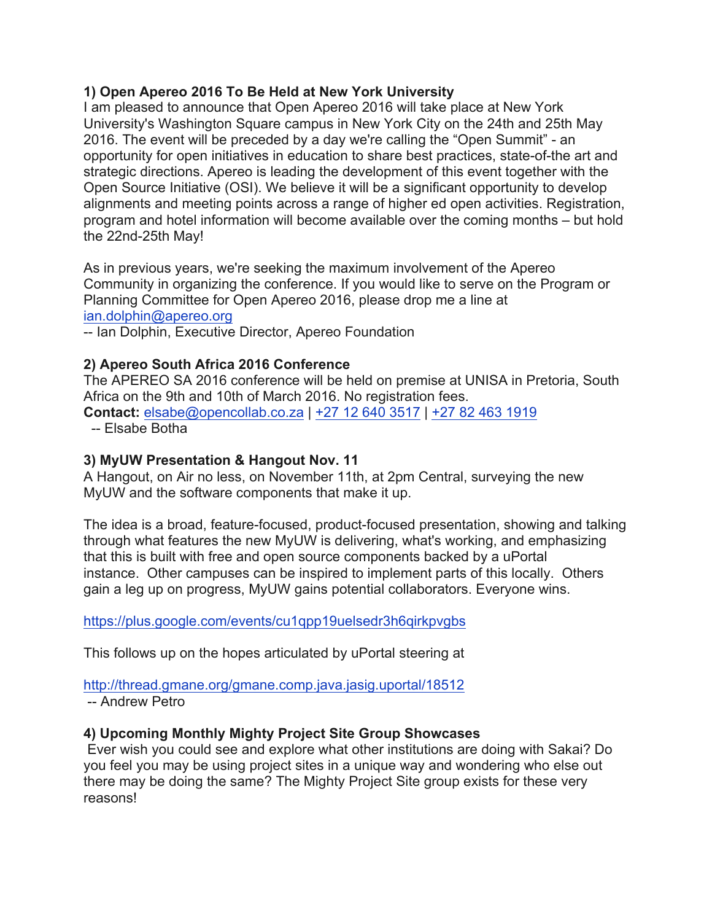**1) Open Apereo 2016 To Be Held at New York University**
I am pleased to announce that Open Apereo 2016 will take place at New York University's Washington Square campus in New York City on the 24th and 25th May 2016. The event will be preceded by a day we're calling the "Open Summit" - an opportunity for open initiatives in education to share best practices, state-of-the art and strategic directions. Apereo is leading the development of this event together with the Open Source Initiative (OSI). We believe it will be a significant opportunity to develop alignments and meeting points across a range of higher ed open activities. Registration, program and hotel information will become available over the coming months – but hold the 22nd-25th May!

As in previous years, we're seeking the maximum involvement of the Apereo Community in organizing the conference. If you would like to serve on the Program or Planning Committee for Open Apereo 2016, please drop me a line at ian.dolphin@apereo.org
-- Ian Dolphin, Executive Director, Apereo Foundation

**2) Apereo South Africa 2016 Conference**
The APEREO SA 2016 conference will be held on premise at UNISA in Pretoria, South Africa on the 9th and 10th of March 2016. No registration fees.
**Contact:** elsabe@opencollab.co.za | +27 12 640 3517 | +27 82 463 1919
-- Elsabe Botha

**3) MyUW Presentation & Hangout Nov. 11**
A Hangout, on Air no less, on November 11th, at 2pm Central, surveying the new MyUW and the software components that make it up.

The idea is a broad, feature-focused, product-focused presentation, showing and talking through what features the new MyUW is delivering, what's working, and emphasizing that this is built with free and open source components backed by a uPortal instance. Other campuses can be inspired to implement parts of this locally. Others gain a leg up on progress, MyUW gains potential collaborators. Everyone wins.

https://plus.google.com/events/cu1qpp19uelsedr3h6qirkpvgbs

This follows up on the hopes articulated by uPortal steering at

http://thread.gmane.org/gmane.comp.java.jasig.uportal/18512
-- Andrew Petro

**4) Upcoming Monthly Mighty Project Site Group Showcases**
Ever wish you could see and explore what other institutions are doing with Sakai? Do you feel you may be using project sites in a unique way and wondering who else out there may be doing the same? The Mighty Project Site group exists for these very reasons!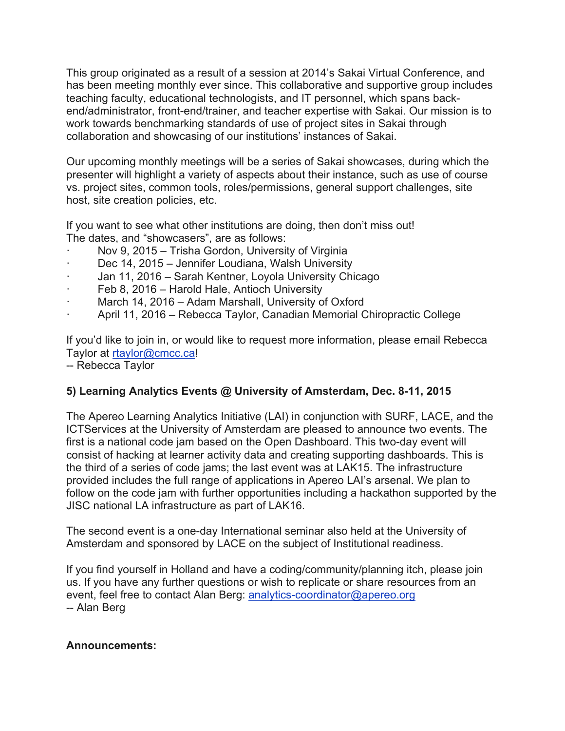This group originated as a result of a session at 2014's Sakai Virtual Conference, and has been meeting monthly ever since. This collaborative and supportive group includes teaching faculty, educational technologists, and IT personnel, which spans back-end/administrator, front-end/trainer, and teacher expertise with Sakai. Our mission is to work towards benchmarking standards of use of project sites in Sakai through collaboration and showcasing of our institutions' instances of Sakai.

Our upcoming monthly meetings will be a series of Sakai showcases, during which the presenter will highlight a variety of aspects about their instance, such as use of course vs. project sites, common tools, roles/permissions, general support challenges, site host, site creation policies, etc.

If you want to see what other institutions are doing, then don't miss out!
The dates, and "showcasers", are as follows:

- Nov 9, 2015 – Trisha Gordon, University of Virginia
- Dec 14, 2015 – Jennifer Loudiana, Walsh University
- Jan 11, 2016 – Sarah Kentner, Loyola University Chicago
- Feb 8, 2016 – Harold Hale, Antioch University
- March 14, 2016 – Adam Marshall, University of Oxford
- April 11, 2016 – Rebecca Taylor, Canadian Memorial Chiropractic College

If you'd like to join in, or would like to request more information, please email Rebecca Taylor at rtaylor@cmcc.ca!
-- Rebecca Taylor

**5) Learning Analytics Events @ University of Amsterdam, Dec. 8-11, 2015**

The Apereo Learning Analytics Initiative (LAI) in conjunction with SURF, LACE, and the ICTServices at the University of Amsterdam are pleased to announce two events. The first is a national code jam based on the Open Dashboard. This two-day event will consist of hacking at learner activity data and creating supporting dashboards. This is the third of a series of code jams; the last event was at LAK15. The infrastructure provided includes the full range of applications in Apereo LAI's arsenal. We plan to follow on the code jam with further opportunities including a hackathon supported by the JISC national LA infrastructure as part of LAK16.

The second event is a one-day International seminar also held at the University of Amsterdam and sponsored by LACE on the subject of Institutional readiness.

If you find yourself in Holland and have a coding/community/planning itch, please join us. If you have any further questions or wish to replicate or share resources from an event, feel free to contact Alan Berg: analytics-coordinator@apereo.org
-- Alan Berg

**Announcements:**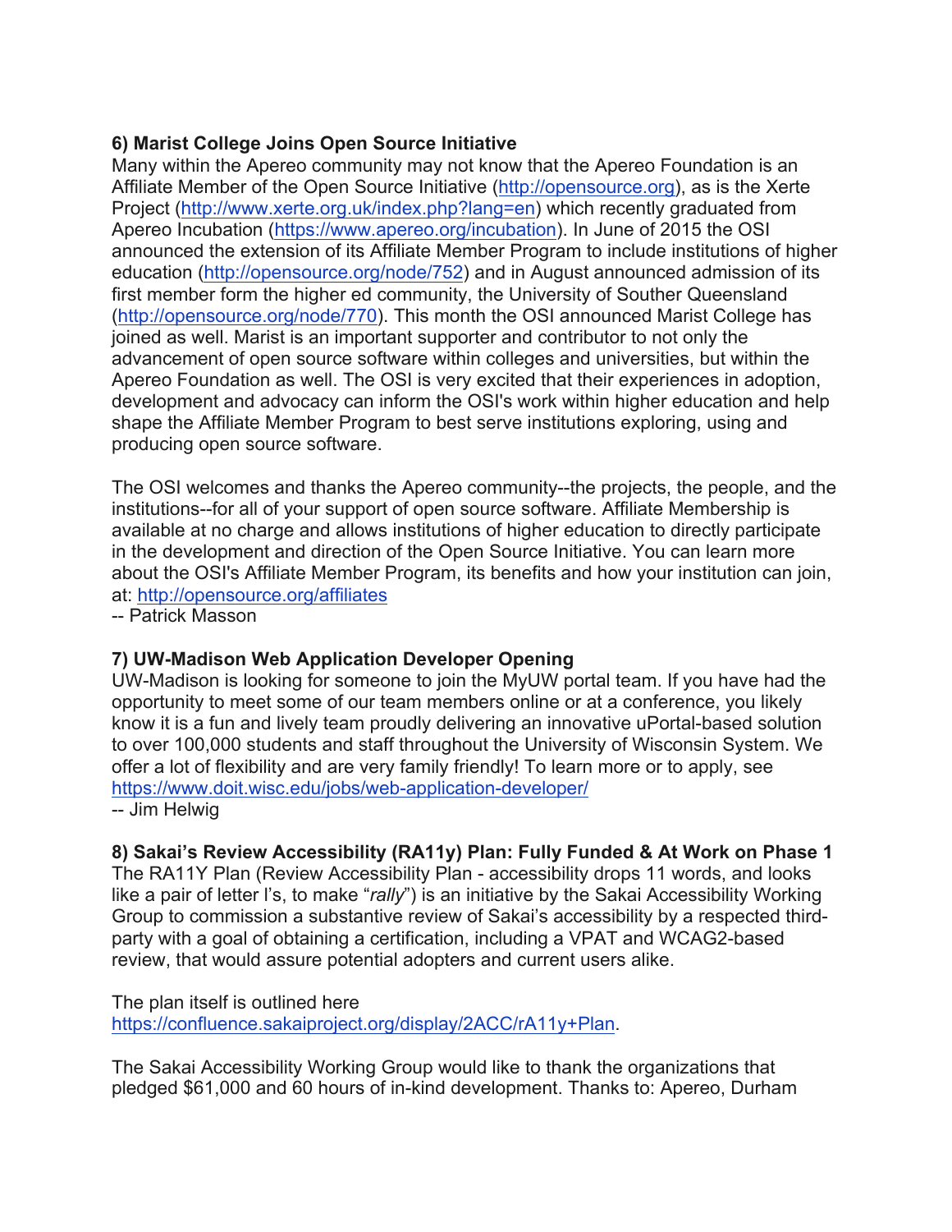**6) Marist College Joins Open Source Initiative**
Many within the Apereo community may not know that the Apereo Foundation is an Affiliate Member of the Open Source Initiative (http://opensource.org), as is the Xerte Project (http://www.xerte.org.uk/index.php?lang=en) which recently graduated from Apereo Incubation (https://www.apereo.org/incubation). In June of 2015 the OSI announced the extension of its Affiliate Member Program to include institutions of higher education (http://opensource.org/node/752) and in August announced admission of its first member form the higher ed community, the University of Souther Queensland (http://opensource.org/node/770). This month the OSI announced Marist College has joined as well. Marist is an important supporter and contributor to not only the advancement of open source software within colleges and universities, but within the Apereo Foundation as well. The OSI is very excited that their experiences in adoption, development and advocacy can inform the OSI's work within higher education and help shape the Affiliate Member Program to best serve institutions exploring, using and producing open source software.

The OSI welcomes and thanks the Apereo community--the projects, the people, and the institutions--for all of your support of open source software. Affiliate Membership is available at no charge and allows institutions of higher education to directly participate in the development and direction of the Open Source Initiative. You can learn more about the OSI's Affiliate Member Program, its benefits and how your institution can join, at: http://opensource.org/affiliates
-- Patrick Masson

**7) UW-Madison Web Application Developer Opening**
UW-Madison is looking for someone to join the MyUW portal team. If you have had the opportunity to meet some of our team members online or at a conference, you likely know it is a fun and lively team proudly delivering an innovative uPortal-based solution to over 100,000 students and staff throughout the University of Wisconsin System. We offer a lot of flexibility and are very family friendly! To learn more or to apply, see https://www.doit.wisc.edu/jobs/web-application-developer/
-- Jim Helwig

**8) Sakai's Review Accessibility (RA11y) Plan: Fully Funded & At Work on Phase 1**
The RA11Y Plan (Review Accessibility Plan - accessibility drops 11 words, and looks like a pair of letter l's, to make "*rally*") is an initiative by the Sakai Accessibility Working Group to commission a substantive review of Sakai's accessibility by a respected third-party with a goal of obtaining a certification, including a VPAT and WCAG2-based review, that would assure potential adopters and current users alike.

The plan itself is outlined here https://confluence.sakaiproject.org/display/2ACC/rA11y+Plan.

The Sakai Accessibility Working Group would like to thank the organizations that pledged $61,000 and 60 hours of in-kind development. Thanks to: Apereo, Durham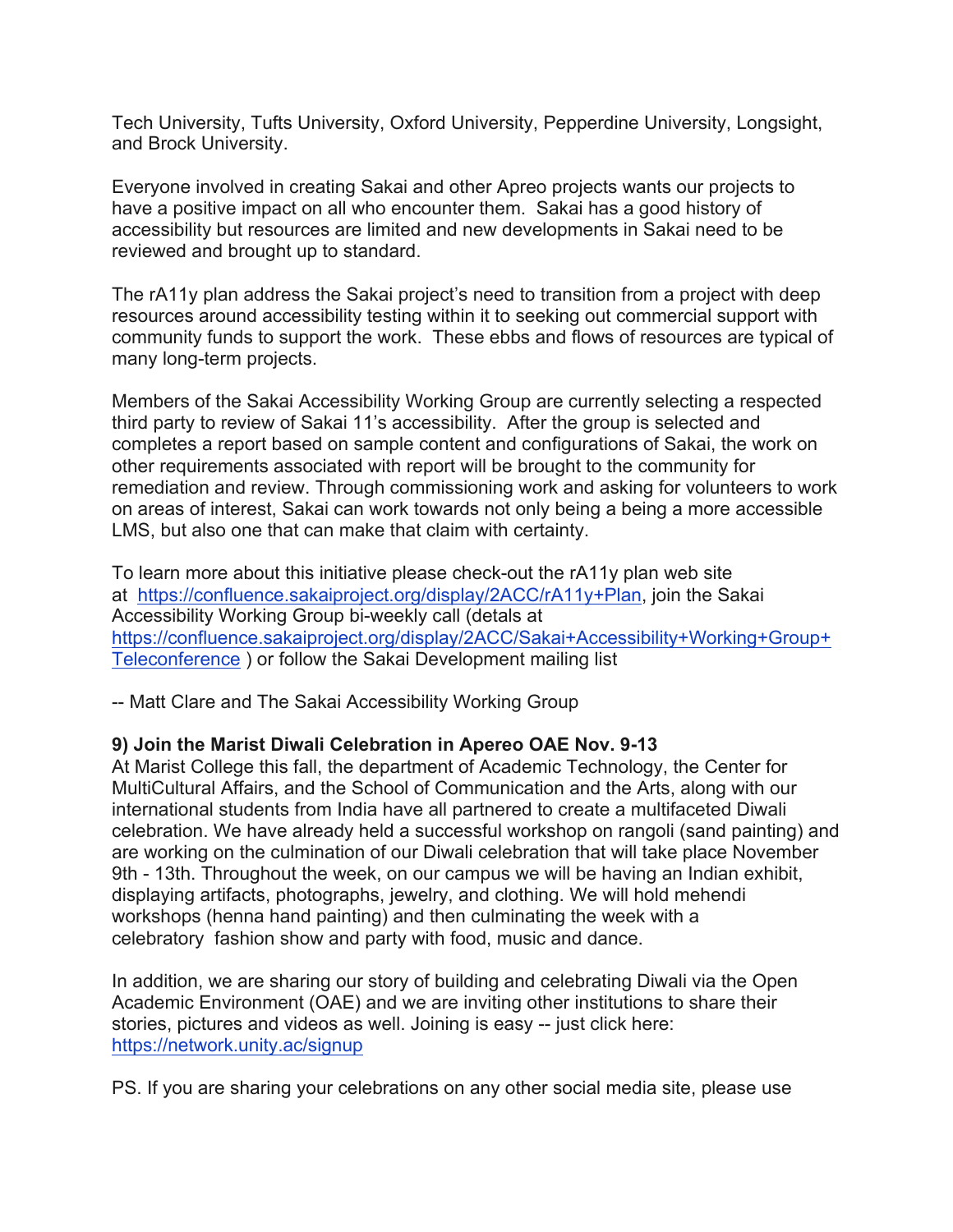Tech University, Tufts University, Oxford University, Pepperdine University, Longsight, and Brock University.

Everyone involved in creating Sakai and other Apreo projects wants our projects to have a positive impact on all who encounter them. Sakai has a good history of accessibility but resources are limited and new developments in Sakai need to be reviewed and brought up to standard.

The rA11y plan address the Sakai project's need to transition from a project with deep resources around accessibility testing within it to seeking out commercial support with community funds to support the work. These ebbs and flows of resources are typical of many long-term projects.

Members of the Sakai Accessibility Working Group are currently selecting a respected third party to review of Sakai 11's accessibility. After the group is selected and completes a report based on sample content and configurations of Sakai, the work on other requirements associated with report will be brought to the community for remediation and review. Through commissioning work and asking for volunteers to work on areas of interest, Sakai can work towards not only being a being a more accessible LMS, but also one that can make that claim with certainty.

To learn more about this initiative please check-out the rA11y plan web site at https://confluence.sakaiproject.org/display/2ACC/rA11y+Plan, join the Sakai Accessibility Working Group bi-weekly call (detals at https://confluence.sakaiproject.org/display/2ACC/Sakai+Accessibility+Working+Group+Teleconference ) or follow the Sakai Development mailing list

-- Matt Clare and The Sakai Accessibility Working Group

**9) Join the Marist Diwali Celebration in Apereo OAE Nov. 9-13**

At Marist College this fall, the department of Academic Technology, the Center for MultiCultural Affairs, and the School of Communication and the Arts, along with our international students from India have all partnered to create a multifaceted Diwali celebration. We have already held a successful workshop on rangoli (sand painting) and are working on the culmination of our Diwali celebration that will take place November 9th - 13th. Throughout the week, on our campus we will be having an Indian exhibit, displaying artifacts, photographs, jewelry, and clothing. We will hold mehendi workshops (henna hand painting) and then culminating the week with a celebratory fashion show and party with food, music and dance.

In addition, we are sharing our story of building and celebrating Diwali via the Open Academic Environment (OAE) and we are inviting other institutions to share their stories, pictures and videos as well. Joining is easy -- just click here: https://network.unity.ac/signup

PS. If you are sharing your celebrations on any other social media site, please use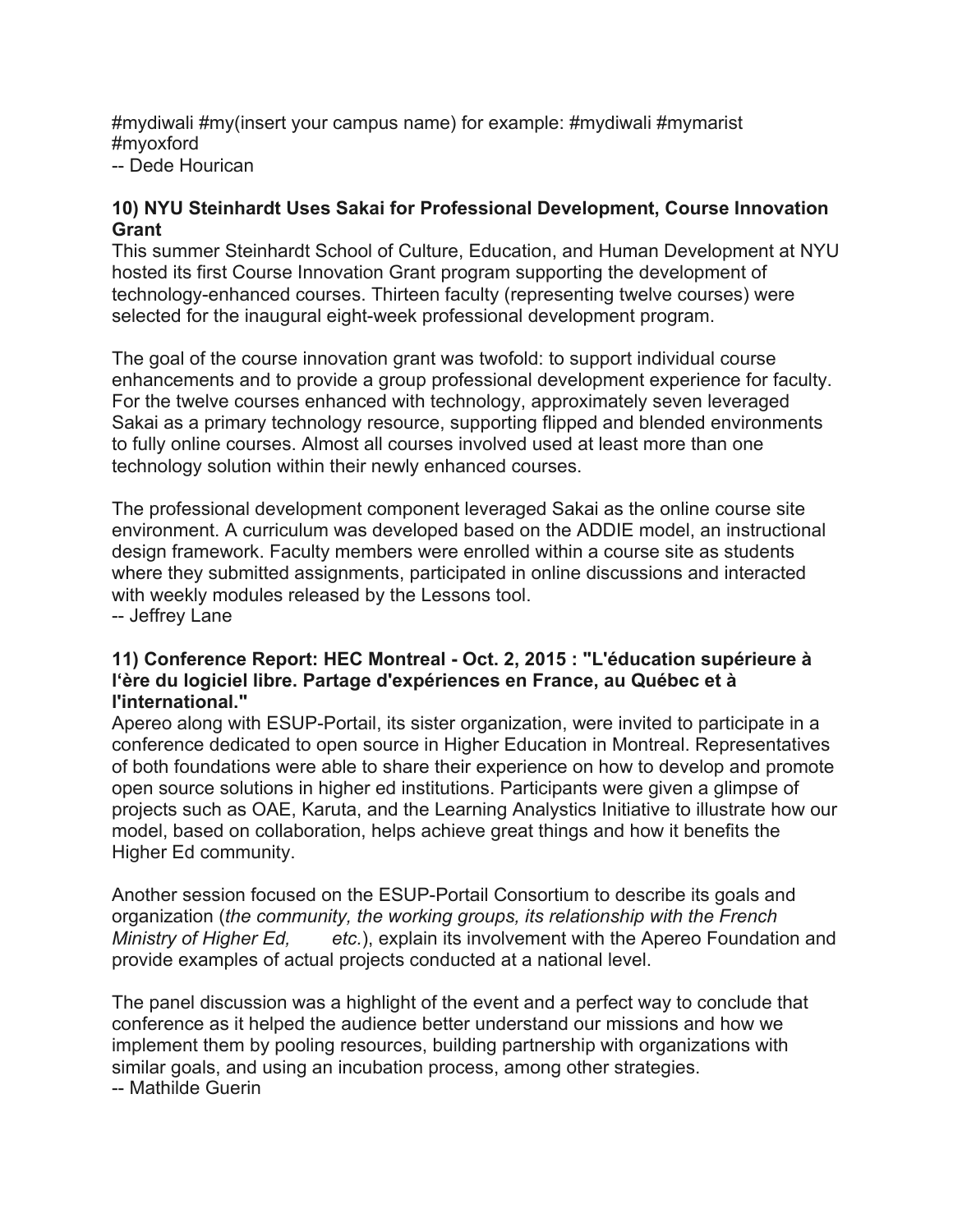#mydiwali #my(insert your campus name) for example: #mydiwali #mymarist #myoxford
-- Dede Hourican

**10) NYU Steinhardt Uses Sakai for Professional Development, Course Innovation Grant**

This summer Steinhardt School of Culture, Education, and Human Development at NYU hosted its first Course Innovation Grant program supporting the development of technology-enhanced courses. Thirteen faculty (representing twelve courses) were selected for the inaugural eight-week professional development program.

The goal of the course innovation grant was twofold: to support individual course enhancements and to provide a group professional development experience for faculty. For the twelve courses enhanced with technology, approximately seven leveraged Sakai as a primary technology resource, supporting flipped and blended environments to fully online courses. Almost all courses involved used at least more than one technology solution within their newly enhanced courses.

The professional development component leveraged Sakai as the online course site environment. A curriculum was developed based on the ADDIE model, an instructional design framework. Faculty members were enrolled within a course site as students where they submitted assignments, participated in online discussions and interacted with weekly modules released by the Lessons tool.
-- Jeffrey Lane

**11) Conference Report: HEC Montreal - Oct. 2, 2015 : "L'éducation supérieure à l'ère du logiciel libre. Partage d'expériences en France, au Québec et à l'international."**

Apereo along with ESUP-Portail, its sister organization, were invited to participate in a conference dedicated to open source in Higher Education in Montreal. Representatives of both foundations were able to share their experience on how to develop and promote open source solutions in higher ed institutions. Participants were given a glimpse of projects such as OAE, Karuta, and the Learning Analytics Initiative to illustrate how our model, based on collaboration, helps achieve great things and how it benefits the Higher Ed community.

Another session focused on the ESUP-Portail Consortium to describe its goals and organization (*the community, the working groups, its relationship with the French Ministry of Higher Ed, etc.*), explain its involvement with the Apereo Foundation and provide examples of actual projects conducted at a national level.

The panel discussion was a highlight of the event and a perfect way to conclude that conference as it helped the audience better understand our missions and how we implement them by pooling resources, building partnership with organizations with similar goals, and using an incubation process, among other strategies.
-- Mathilde Guerin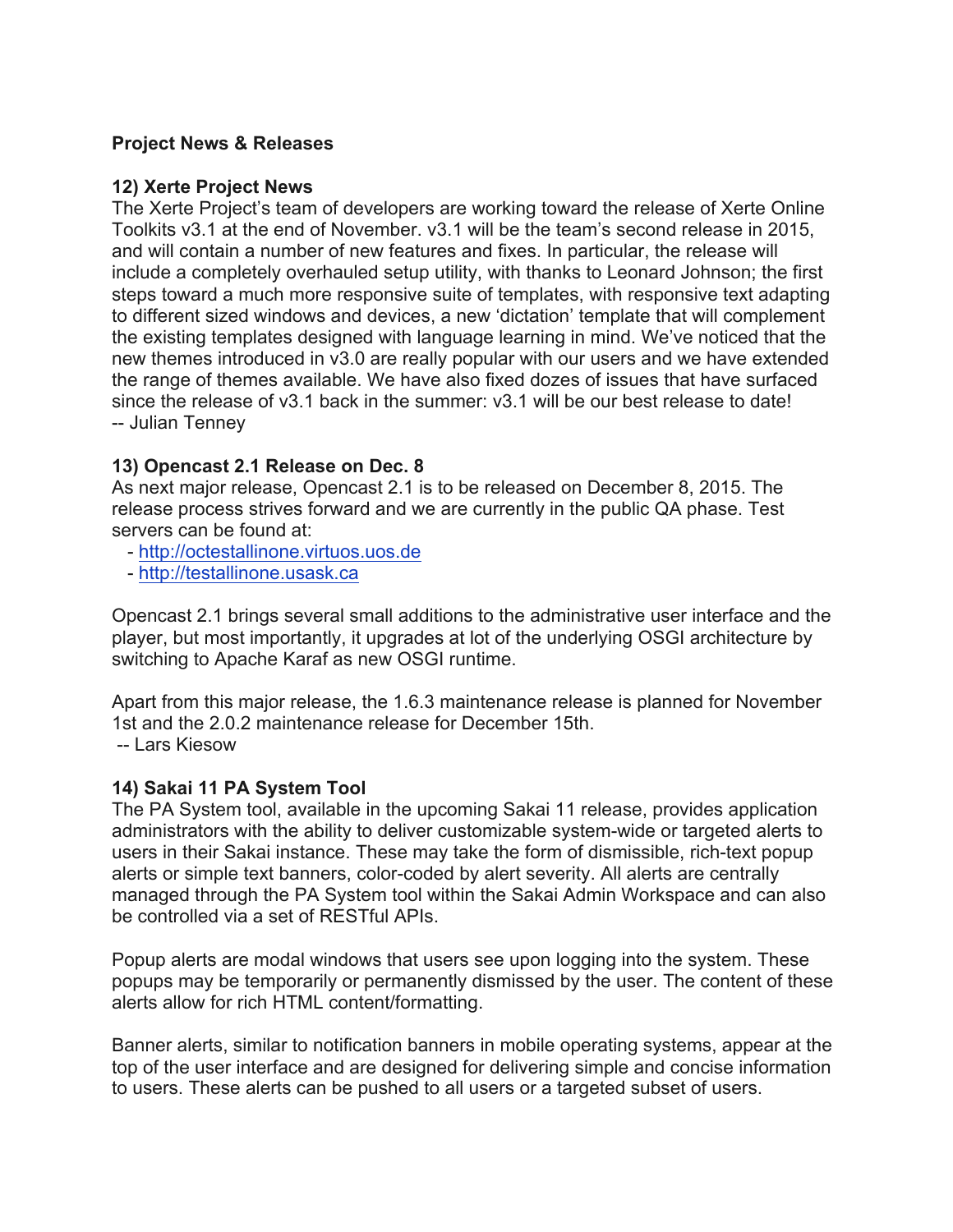**Project News & Releases**

**12) Xerte Project News**

The Xerte Project's team of developers are working toward the release of Xerte Online Toolkits v3.1 at the end of November. v3.1 will be the team's second release in 2015, and will contain a number of new features and fixes. In particular, the release will include a completely overhauled setup utility, with thanks to Leonard Johnson; the first steps toward a much more responsive suite of templates, with responsive text adapting to different sized windows and devices, a new 'dictation' template that will complement the existing templates designed with language learning in mind. We've noticed that the new themes introduced in v3.0 are really popular with our users and we have extended the range of themes available. We have also fixed dozes of issues that have surfaced since the release of v3.1 back in the summer: v3.1 will be our best release to date!
-- Julian Tenney

**13) Opencast 2.1 Release on Dec. 8**

As next major release, Opencast 2.1 is to be released on December 8, 2015. The release process strives forward and we are currently in the public QA phase. Test servers can be found at:

- http://octestallinone.virtuos.uos.de
- http://testallinone.usask.ca

Opencast 2.1 brings several small additions to the administrative user interface and the player, but most importantly, it upgrades at lot of the underlying OSGI architecture by switching to Apache Karaf as new OSGI runtime.

Apart from this major release, the 1.6.3 maintenance release is planned for November 1st and the 2.0.2 maintenance release for December 15th.
-- Lars Kiesow

**14) Sakai 11 PA System Tool**

The PA System tool, available in the upcoming Sakai 11 release, provides application administrators with the ability to deliver customizable system-wide or targeted alerts to users in their Sakai instance. These may take the form of dismissible, rich-text popup alerts or simple text banners, color-coded by alert severity. All alerts are centrally managed through the PA System tool within the Sakai Admin Workspace and can also be controlled via a set of RESTful APIs.

Popup alerts are modal windows that users see upon logging into the system. These popups may be temporarily or permanently dismissed by the user. The content of these alerts allow for rich HTML content/formatting.

Banner alerts, similar to notification banners in mobile operating systems, appear at the top of the user interface and are designed for delivering simple and concise information to users. These alerts can be pushed to all users or a targeted subset of users.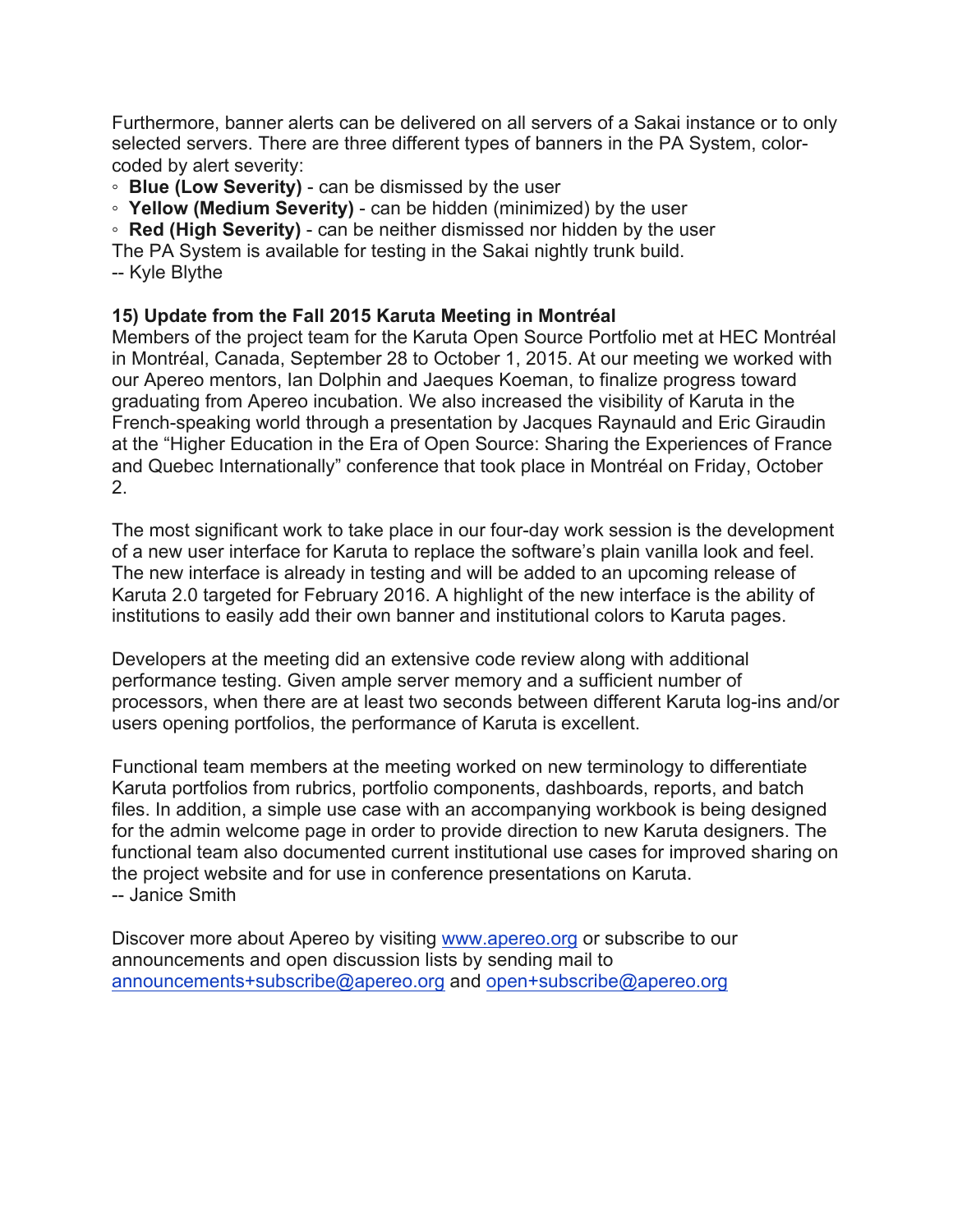Furthermore, banner alerts can be delivered on all servers of a Sakai instance or to only selected servers. There are three different types of banners in the PA System, color-coded by alert severity:

- **Blue (Low Severity)** - can be dismissed by the user
- **Yellow (Medium Severity)** - can be hidden (minimized) by the user
- **Red (High Severity)** - can be neither dismissed nor hidden by the user

The PA System is available for testing in the Sakai nightly trunk build.
-- Kyle Blythe

**15) Update from the Fall 2015 Karuta Meeting in Montréal**

Members of the project team for the Karuta Open Source Portfolio met at HEC Montréal in Montréal, Canada, September 28 to October 1, 2015. At our meeting we worked with our Apereo mentors, Ian Dolphin and Jaeques Koeman, to finalize progress toward graduating from Apereo incubation. We also increased the visibility of Karuta in the French-speaking world through a presentation by Jacques Raynauld and Eric Giraudin at the "Higher Education in the Era of Open Source: Sharing the Experiences of France and Quebec Internationally" conference that took place in Montréal on Friday, October 2.

The most significant work to take place in our four-day work session is the development of a new user interface for Karuta to replace the software's plain vanilla look and feel. The new interface is already in testing and will be added to an upcoming release of Karuta 2.0 targeted for February 2016. A highlight of the new interface is the ability of institutions to easily add their own banner and institutional colors to Karuta pages.

Developers at the meeting did an extensive code review along with additional performance testing. Given ample server memory and a sufficient number of processors, when there are at least two seconds between different Karuta log-ins and/or users opening portfolios, the performance of Karuta is excellent.

Functional team members at the meeting worked on new terminology to differentiate Karuta portfolios from rubrics, portfolio components, dashboards, reports, and batch files. In addition, a simple use case with an accompanying workbook is being designed for the admin welcome page in order to provide direction to new Karuta designers. The functional team also documented current institutional use cases for improved sharing on the project website and for use in conference presentations on Karuta.
-- Janice Smith

Discover more about Apereo by visiting [www.apereo.org](http://www.apereo.org) or subscribe to our announcements and open discussion lists by sending mail to [announcements+subscribe@apereo.org](mailto:announcements+subscribe@apereo.org) and [open+subscribe@apereo.org](mailto:open+subscribe@apereo.org)